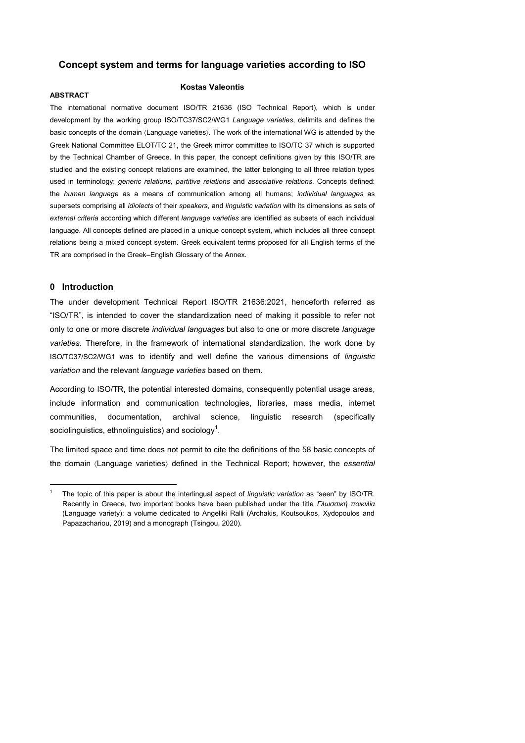# Concept system and terms for language varieties according to ISO

**Kostas Valeontis**

**ABSTRACT**

The international normative document ISO/TR 21636 (ISO Technical Report), which is under development by the working group ISO/TC37/SC2/WG1 *Language varieties*, delimits and defines the basic concepts of the domain ⟨Language varieties⟩. The work of the international WG is attended by the Greek National Committee ELOT/TC 21, the Greek mirror committee to ISO/TC 37 which is supported by the Technical Chamber of Greece. In this paper, the concept definitions given by this ISO/TR are studied and the existing concept relations are examined, the latter belonging to all three relation types used in terminology: *generic relations, partitive relations* and *associative relations*. Concepts defined: the *human language* as a means of communication among all humans; *individual languages* as supersets comprising all *idiolects* of their *speakers*, and *linguistic variation* with its dimensions as sets of *external criteria* according which different *language varieties* are identified as subsets of each individual language. All concepts defined are placed in a unique concept system, which includes all three concept relations being a mixed concept system. Greek equivalent terms proposed for all English terms of the TR are comprised in the Greek–English Glossary of the Annex.

## 0 Introduction

The under development Technical Report ISO/TR 21636:2021, henceforth referred as "ISO/TR", is intended to cover the standardization need of making it possible to refer not only to one or more discrete *individual languages* but also to one or more discrete *language varieties*. Therefore, in the framework of international standardization, the work done by ISO/TC37/SC2/WG1 was to identify and well define the various dimensions of *linguistic variation* and the relevant *language varieties* based on them.

According to ISO/TR, the potential interested domains, consequently potential usage areas, include information and communication technologies, libraries, mass media, internet communities, documentation, archival science, linguistic research (specifically sociolinguistics, ethnolinguistics) and sociology[1].

The limited space and time does not permit to cite the definitions of the 58 basic concepts of the domain ⟨Language varieties⟩ defined in the Technical Report; however, the *essential*

---

[1] The topic of this paper is about the interlingual aspect of *linguistic variation* as "seen" by ISO/TR. Recently in Greece, two important books have been published under the title *Γλωσσική ποικιλία* (Language variety): a volume dedicated to Angeliki Ralli (Archakis, Koutsoukos, Xydopoulos and Papazachariou, 2019) and a monograph (Tsingou, 2020).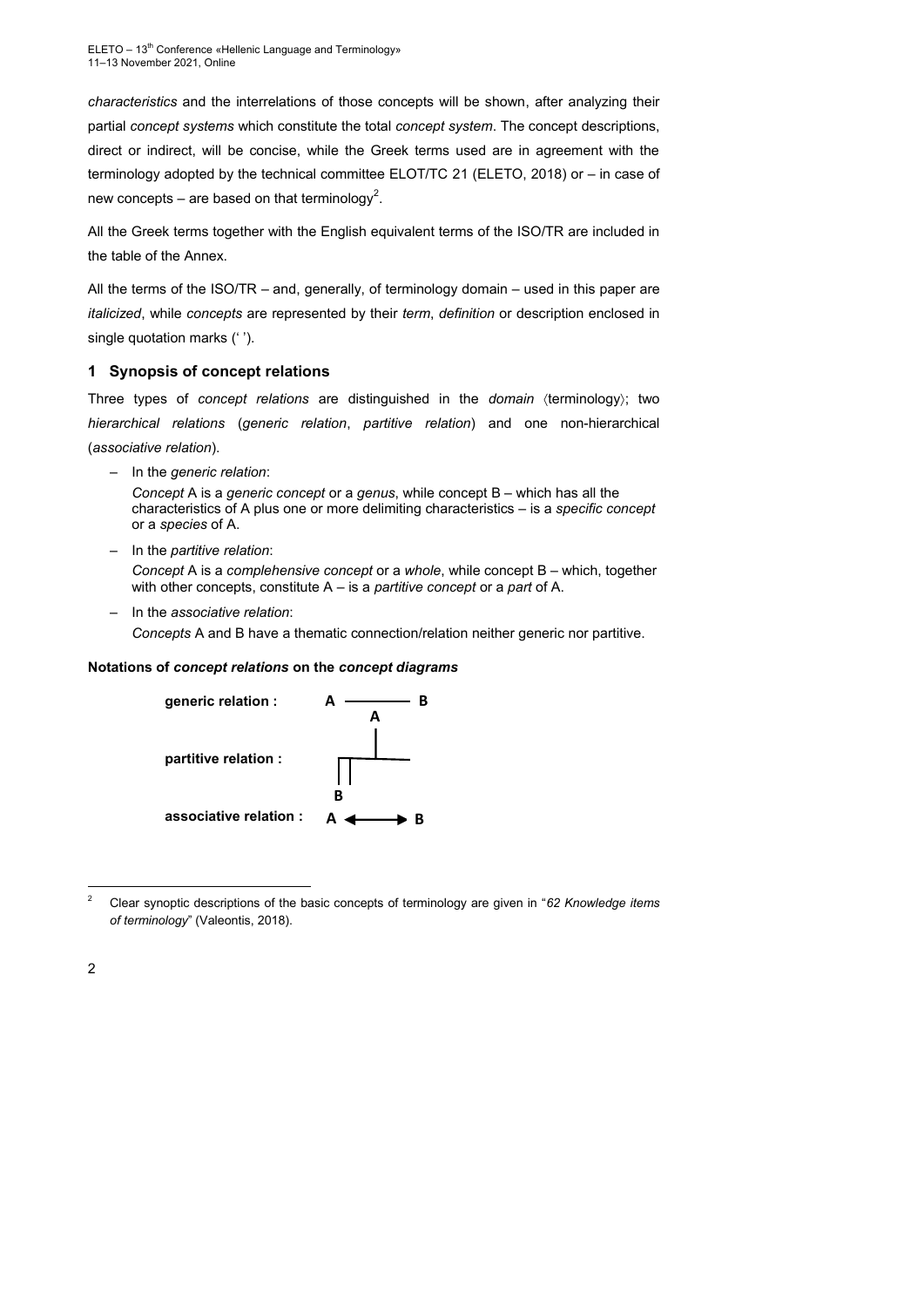*characteristics* and the interrelations of those concepts will be shown, after analyzing their partial *concept systems* which constitute the total *concept system*. The concept descriptions, direct or indirect, will be concise, while the Greek terms used are in agreement with the terminology adopted by the technical committee ELOT/TC 21 (ELETO, 2018) or – in case of new concepts – are based on that terminology[2].

All the Greek terms together with the English equivalent terms of the ISO/TR are included in the table of the Annex.

All the terms of the ISO/TR – and, generally, of terminology domain – used in this paper are *italicized*, while *concepts* are represented by their *term*, *definition* or description enclosed in single quotation marks (‘ ’).

## 1 Synopsis of concept relations

Three types of *concept relations* are distinguished in the *domain* ⟨terminology⟩; two *hierarchical relations* (*generic relation*, *partitive relation*) and one non-hierarchical (*associative relation*).

- In the *generic relation*:

  *Concept* A is a *generic concept* or a *genus*, while concept B – which has all the characteristics of A plus one or more delimiting characteristics – is a *specific concept* or a *species* of A.

- In the *partitive relation*:

  *Concept* A is a *complehensive concept* or a *whole*, while concept B – which, together with other concepts, constitute A – is a *partitive concept* or a *part* of A.

- In the *associative relation*:

  *Concepts* A and B have a thematic connection/relation neither generic nor partitive.

**Notations of *concept relations* on the *concept diagrams***

**generic relation :** A ——— B

**partitive relation :** A (above), B (below)

**associative relation :** A ⟷ B

---

[2] Clear synoptic descriptions of the basic concepts of terminology are given in "*62 Knowledge items of terminology*" (Valeontis, 2018).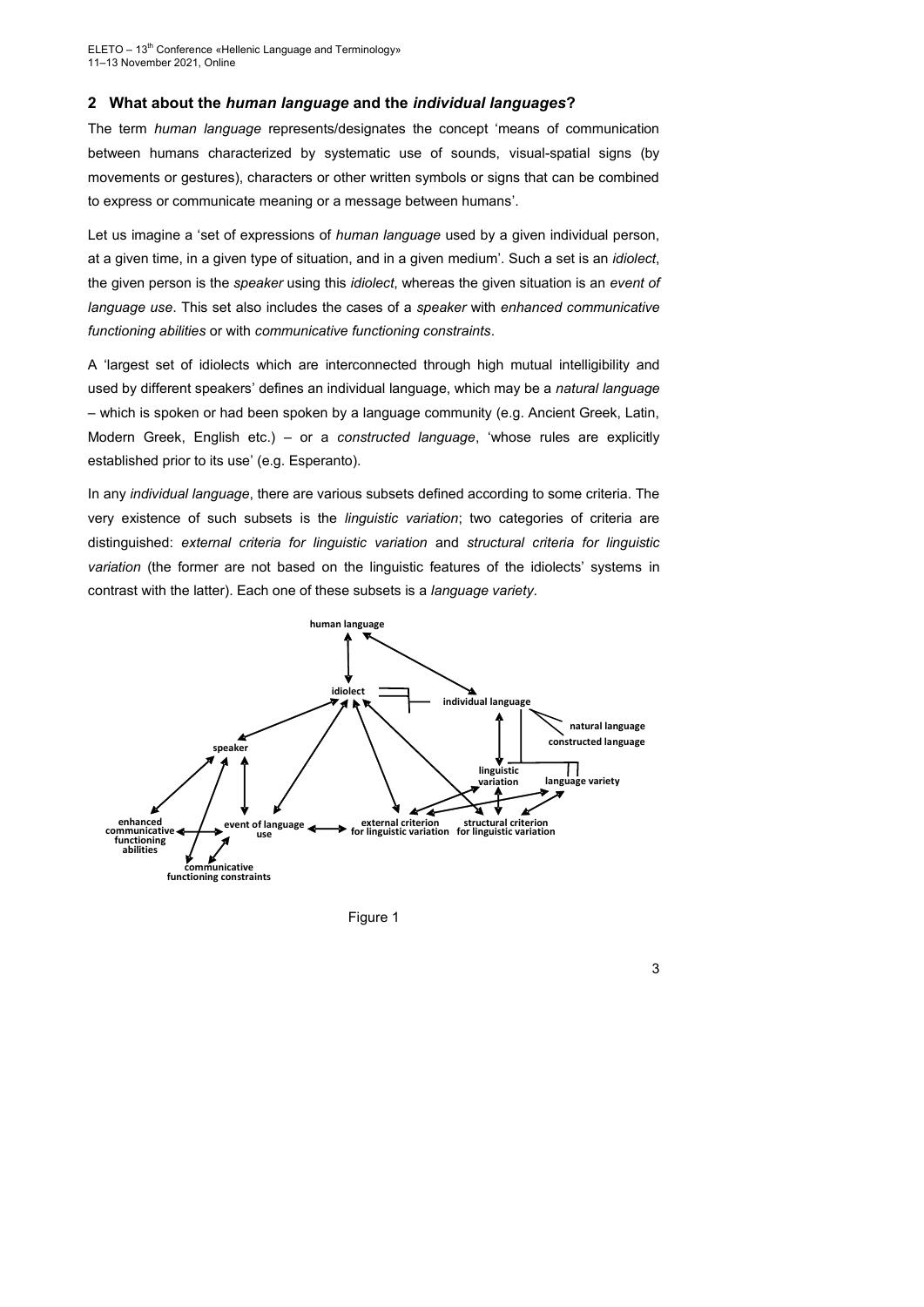## 2 What about the *human language* and the *individual languages*?

The term *human language* represents/designates the concept 'means of communication between humans characterized by systematic use of sounds, visual-spatial signs (by movements or gestures), characters or other written symbols or signs that can be combined to express or communicate meaning or a message between humans'.

Let us imagine a 'set of expressions of *human language* used by a given individual person, at a given time, in a given type of situation, and in a given medium'. Such a set is an *idiolect*, the given person is the *speaker* using this *idiolect*, whereas the given situation is an *event of language use*. This set also includes the cases of a *speaker* with *enhanced communicative functioning abilities* or with *communicative functioning constraints*.

A 'largest set of idiolects which are interconnected through high mutual intelligibility and used by different speakers' defines an individual language, which may be a *natural language* – which is spoken or had been spoken by a language community (e.g. Ancient Greek, Latin, Modern Greek, English etc.) – or a *constructed language*, 'whose rules are explicitly established prior to its use' (e.g. Esperanto).

In any *individual language*, there are various subsets defined according to some criteria. The very existence of such subsets is the *linguistic variation*; two categories of criteria are distinguished: *external criteria for linguistic variation* and *structural criteria for linguistic variation* (the former are not based on the linguistic features of the idiolects' systems in contrast with the latter). Each one of these subsets is a *language variety*.

Figure 1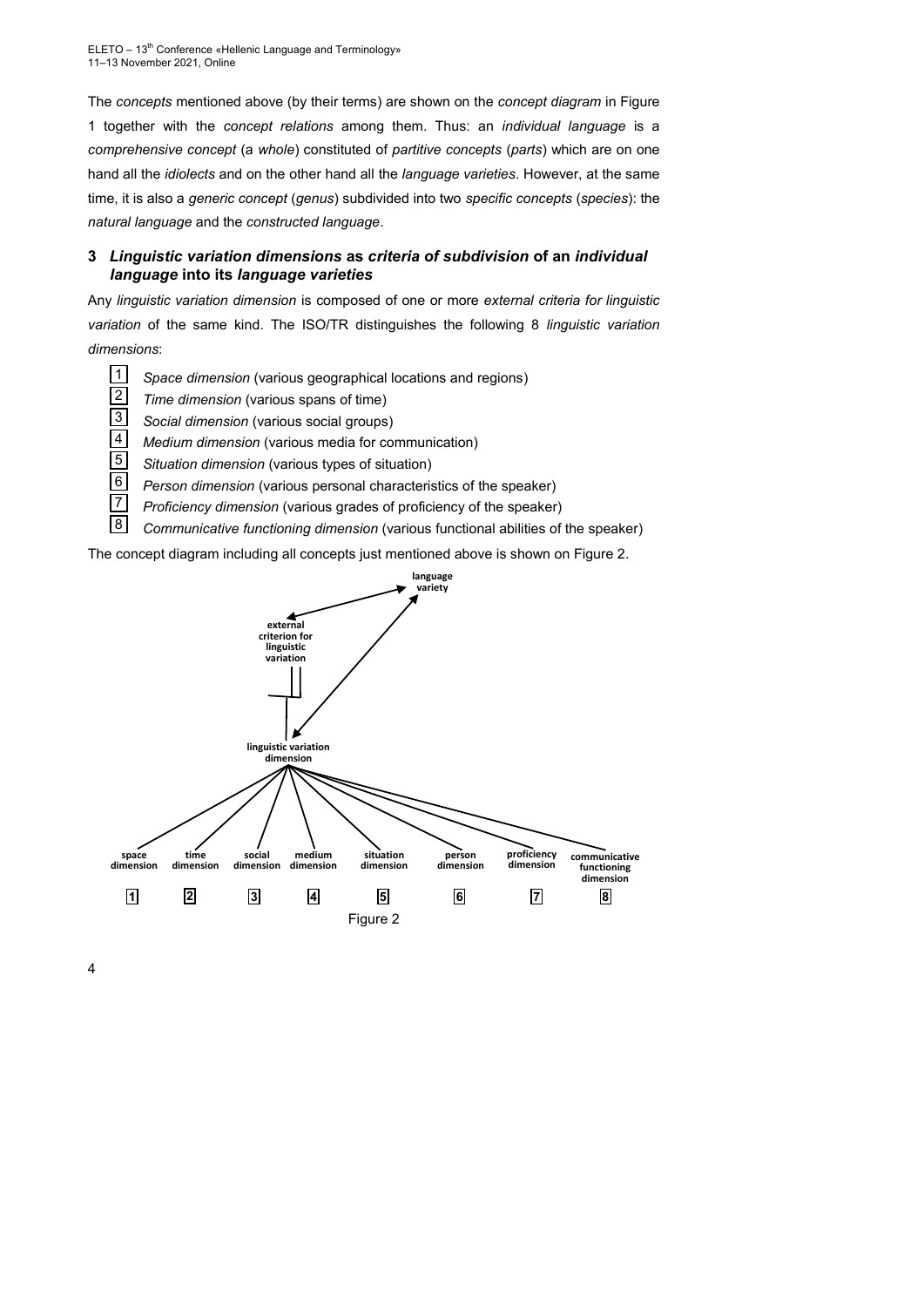The *concepts* mentioned above (by their terms) are shown on the *concept diagram* in Figure 1 together with the *concept relations* among them. Thus: an *individual language* is a *comprehensive concept* (a *whole*) constituted of *partitive concepts* (*parts*) which are on one hand all the *idiolects* and on the other hand all the *language varieties*. However, at the same time, it is also a *generic concept* (*genus*) subdivided into two *specific concepts* (*species*): the *natural language* and the *constructed language*.

## 3 *Linguistic variation dimensions* as *criteria of subdivision* of an *individual language* into its *language varieties*

Any *linguistic variation dimension* is composed of one or more *external criteria for linguistic variation* of the same kind. The ISO/TR distinguishes the following 8 *linguistic variation dimensions*:

1. *Space dimension* (various geographical locations and regions)
2. *Time dimension* (various spans of time)
3. *Social dimension* (various social groups)
4. *Medium dimension* (various media for communication)
5. *Situation dimension* (various types of situation)
6. *Person dimension* (various personal characteristics of the speaker)
7. *Proficiency dimension* (various grades of proficiency of the speaker)
8. *Communicative functioning dimension* (various functional abilities of the speaker)

The concept diagram including all concepts just mentioned above is shown on Figure 2.

Figure 2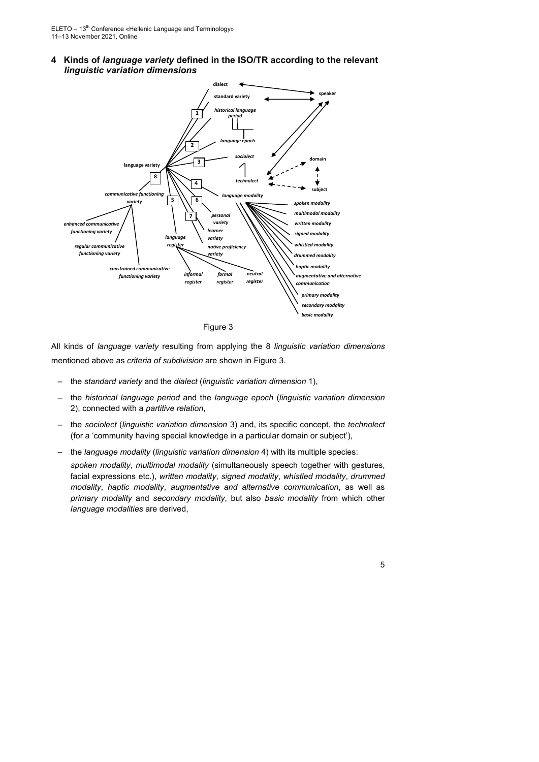## 4 Kinds of *language variety* defined in the ISO/TR according to the relevant *linguistic variation dimensions*

Figure 3

All kinds of *language variety* resulting from applying the 8 *linguistic variation dimensions* mentioned above as *criteria of subdivision* are shown in Figure 3.

- the *standard variety* and the *dialect* (*linguistic variation dimension* 1),
- the *historical language period* and the *language epoch* (*linguistic variation dimension* 2), connected with a *partitive relation*,
- the *sociolect* (*linguistic variation dimension* 3) and, its specific concept, the *technolect* (for a 'community having special knowledge in a particular domain or subject'),
- the *language modality* (*linguistic variation dimension* 4) with its multiple species:

  *spoken modality*, *multimodal modality* (simultaneously speech together with gestures, facial expressions etc.), *written modality*, *signed modality*, *whistled modality*, *drummed modality*, *haptic modality*, *augmentative and alternative communication*, as well as *primary modality* and *secondary modality*, but also *basic modality* from which other *language modalities* are derived,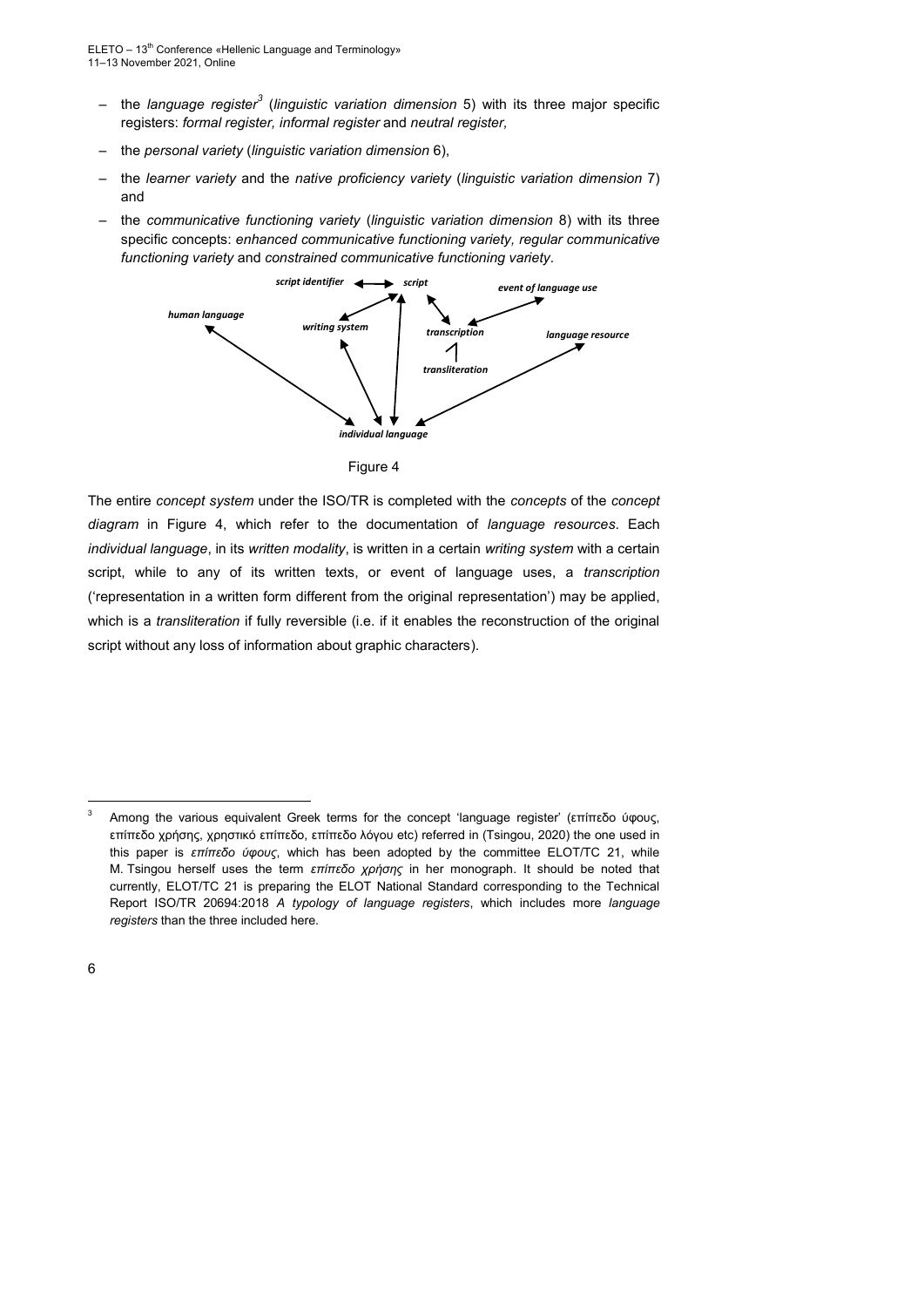- the *language register*[3] (*linguistic variation dimension* 5) with its three major specific registers: *formal register, informal register* and *neutral register*,
- the *personal variety* (*linguistic variation dimension* 6),
- the *learner variety* and the *native proficiency variety* (*linguistic variation dimension* 7) and
- the *communicative functioning variety* (*linguistic variation dimension* 8) with its three specific concepts: *enhanced communicative functioning variety, regular communicative functioning variety* and *constrained communicative functioning variety*.

Figure 4

The entire *concept system* under the ISO/TR is completed with the *concepts* of the *concept diagram* in Figure 4, which refer to the documentation of *language resources*. Each *individual language*, in its *written modality*, is written in a certain *writing system* with a certain script, while to any of its written texts, or event of language uses, a *transcription* ('representation in a written form different from the original representation') may be applied, which is a *transliteration* if fully reversible (i.e. if it enables the reconstruction of the original script without any loss of information about graphic characters).

---

[3] Among the various equivalent Greek terms for the concept 'language register' (επίπεδο ύφους, επίπεδο χρήσης, χρηστικό επίπεδο, επίπεδο λόγου etc) referred in (Tsingou, 2020) the one used in this paper is *επίπεδο ύφους*, which has been adopted by the committee ELOT/TC 21, while M. Tsingou herself uses the term *επίπεδο χρήσης* in her monograph. It should be noted that currently, ELOT/TC 21 is preparing the ELOT National Standard corresponding to the Technical Report ISO/TR 20694:2018 *A typology of language registers*, which includes more *language registers* than the three included here.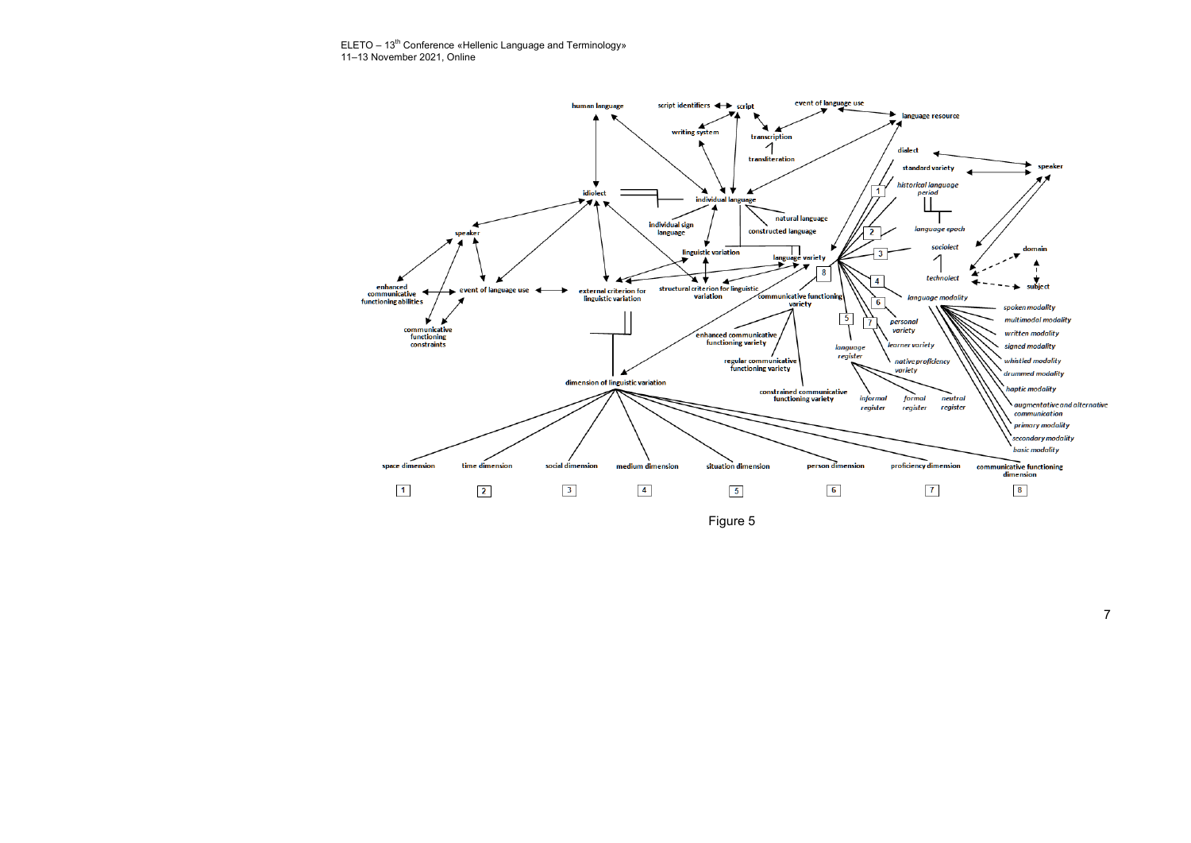Figure 5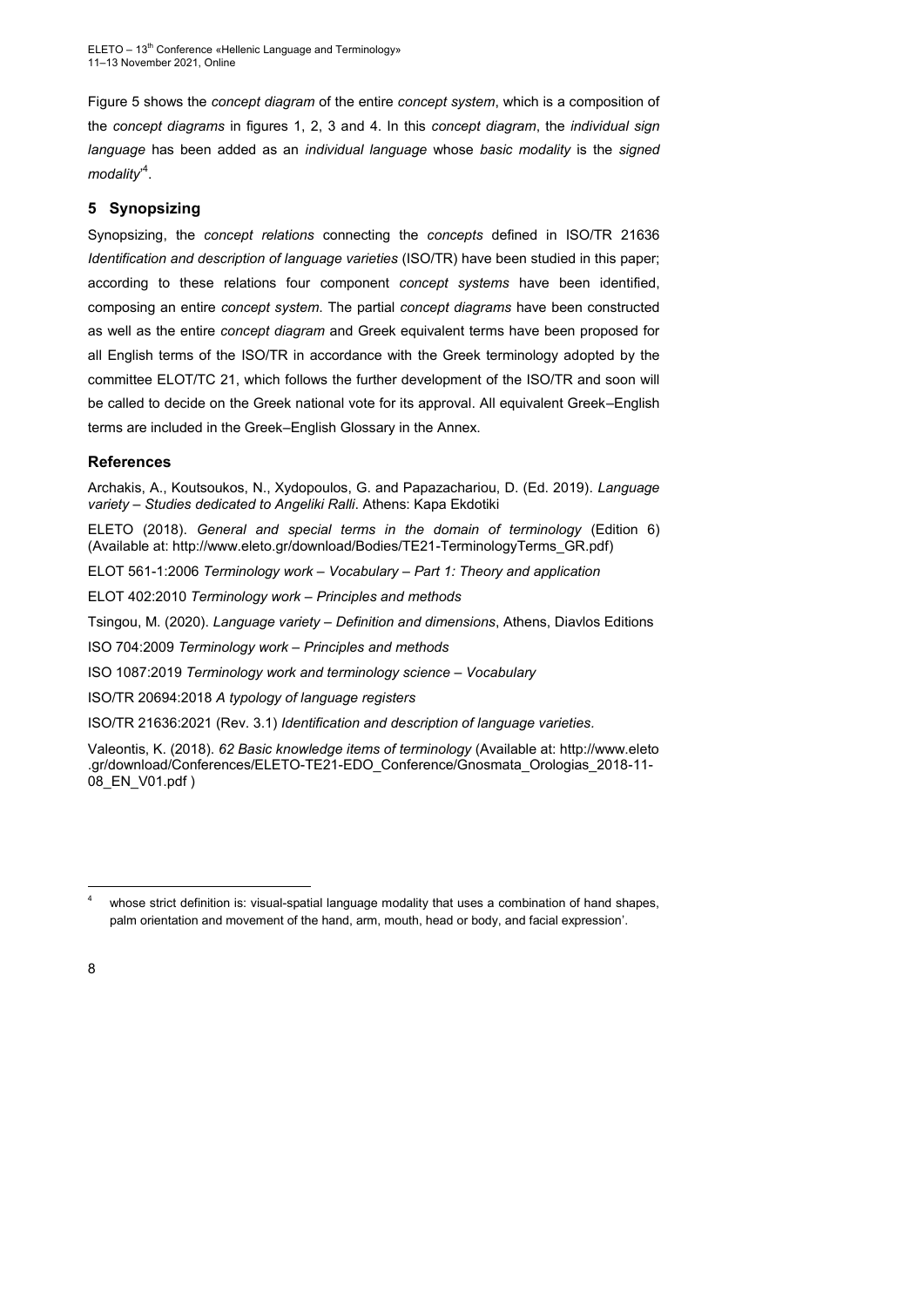Figure 5 shows the *concept diagram* of the entire *concept system*, which is a composition of the *concept diagrams* in figures 1, 2, 3 and 4. In this *concept diagram*, the *individual sign language* has been added as an *individual language* whose *basic modality* is the *signed modality*'[4].

## 5 Synopsizing

Synopsizing, the *concept relations* connecting the *concepts* defined in ISO/TR 21636 *Identification and description of language varieties* (ISO/TR) have been studied in this paper; according to these relations four component *concept systems* have been identified, composing an entire *concept system*. The partial *concept diagrams* have been constructed as well as the entire *concept diagram* and Greek equivalent terms have been proposed for all English terms of the ISO/TR in accordance with the Greek terminology adopted by the committee ELOT/TC 21, which follows the further development of the ISO/TR and soon will be called to decide on the Greek national vote for its approval. All equivalent Greek–English terms are included in the Greek–English Glossary in the Annex.

### References

Archakis, A., Koutsoukos, N., Xydopoulos, G. and Papazachariou, D. (Ed. 2019). *Language variety – Studies dedicated to Angeliki Ralli*. Athens: Kapa Ekdotiki

ELETO (2018). *General and special terms in the domain of terminology* (Edition 6) (Available at: http://www.eleto.gr/download/Bodies/TE21-TerminologyTerms_GR.pdf)

ELOT 561-1:2006 *Terminology work – Vocabulary – Part 1: Theory and application*

ELOT 402:2010 *Terminology work – Principles and methods*

Tsingou, M. (2020). *Language variety – Definition and dimensions*, Athens, Diavlos Editions

ISO 704:2009 *Terminology work – Principles and methods*

ISO 1087:2019 *Terminology work and terminology science – Vocabulary*

ISO/TR 20694:2018 *A typology of language registers*

ISO/TR 21636:2021 (Rev. 3.1) *Identification and description of language varieties*.

Valeontis, K. (2018). *62 Basic knowledge items of terminology* (Available at: http://www.eleto.gr/download/Conferences/ELETO-TE21-EDO_Conference/Gnosmata_Orologias_2018-11-08_EN_V01.pdf )

---

[4] whose strict definition is: visual-spatial language modality that uses a combination of hand shapes, palm orientation and movement of the hand, arm, mouth, head or body, and facial expression'.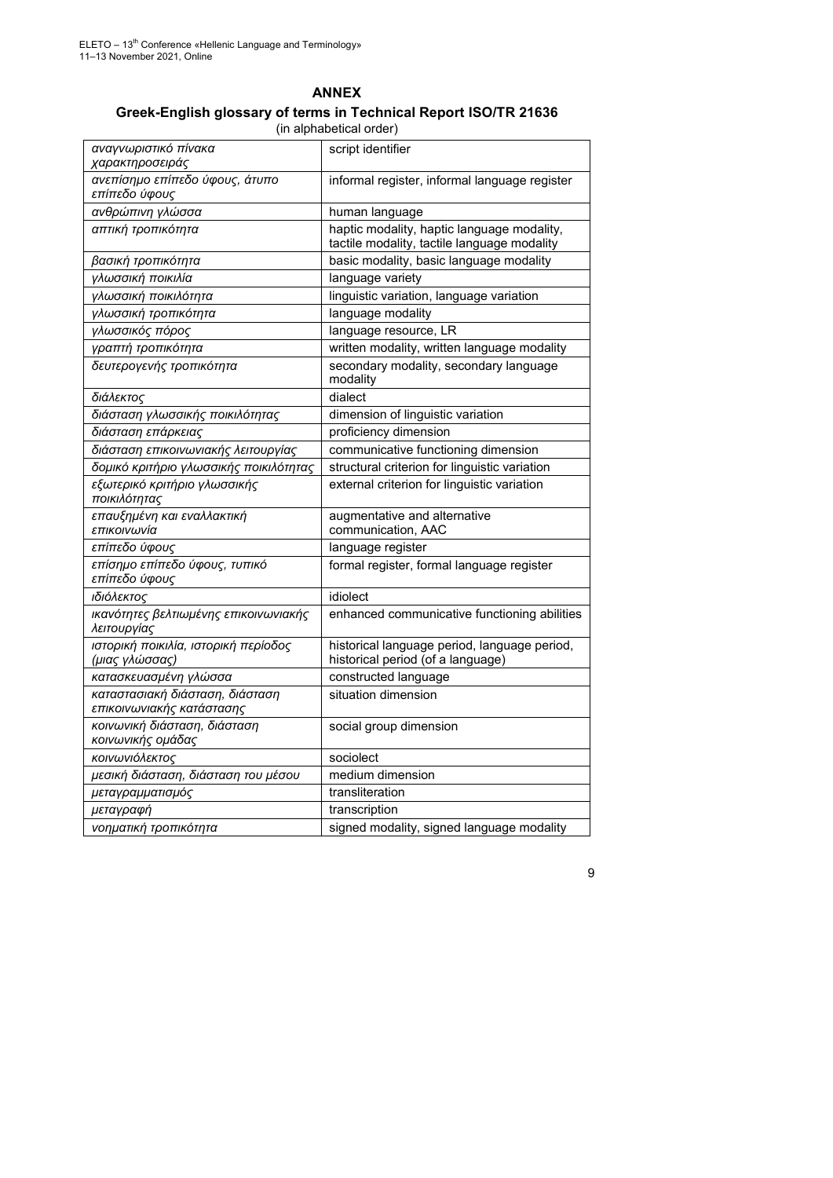## ANNEX

### Greek-English glossary of terms in Technical Report ISO/TR 21636

(in alphabetical order)

| | |
|---|---|
| *αναγνωριστικό πίνακα χαρακτηροσειράς* | script identifier |
| *ανεπίσημο επίπεδο ύφους, άτυπο επίπεδο ύφους* | informal register, informal language register |
| *ανθρώπινη γλώσσα* | human language |
| *απτική τροπικότητα* | haptic modality, haptic language modality, tactile modality, tactile language modality |
| *βασική τροπικότητα* | basic modality, basic language modality |
| *γλωσσική ποικιλία* | language variety |
| *γλωσσική ποικιλότητα* | linguistic variation, language variation |
| *γλωσσική τροπικότητα* | language modality |
| *γλωσσικός πόρος* | language resource, LR |
| *γραπτή τροπικότητα* | written modality, written language modality |
| *δευτερογενής τροπικότητα* | secondary modality, secondary language modality |
| *διάλεκτος* | dialect |
| *διάσταση γλωσσικής ποικιλότητας* | dimension of linguistic variation |
| *διάσταση επάρκειας* | proficiency dimension |
| *διάσταση επικοινωνιακής λειτουργίας* | communicative functioning dimension |
| *δομικό κριτήριο γλωσσικής ποικιλότητας* | structural criterion for linguistic variation |
| *εξωτερικό κριτήριο γλωσσικής ποικιλότητας* | external criterion for linguistic variation |
| *επαυξημένη και εναλλακτική επικοινωνία* | augmentative and alternative communication, AAC |
| *επίπεδο ύφους* | language register |
| *επίσημο επίπεδο ύφους, τυπικό επίπεδο ύφους* | formal register, formal language register |
| *ιδιόλεκτος* | idiolect |
| *ικανότητες βελτιωμένης επικοινωνιακής λειτουργίας* | enhanced communicative functioning abilities |
| *ιστορική ποικιλία, ιστορική περίοδος (μιας γλώσσας)* | historical language period, language period, historical period (of a language) |
| *κατασκευασμένη γλώσσα* | constructed language |
| *καταστασιακή διάσταση, διάσταση επικοινωνιακής κατάστασης* | situation dimension |
| *κοινωνική διάσταση, διάσταση κοινωνικής ομάδας* | social group dimension |
| *κοινωνιόλεκτος* | sociolect |
| *μεσική διάσταση, διάσταση του μέσου* | medium dimension |
| *μεταγραμματισμός* | transliteration |
| *μεταγραφή* | transcription |
| *νοηματική τροπικότητα* | signed modality, signed language modality |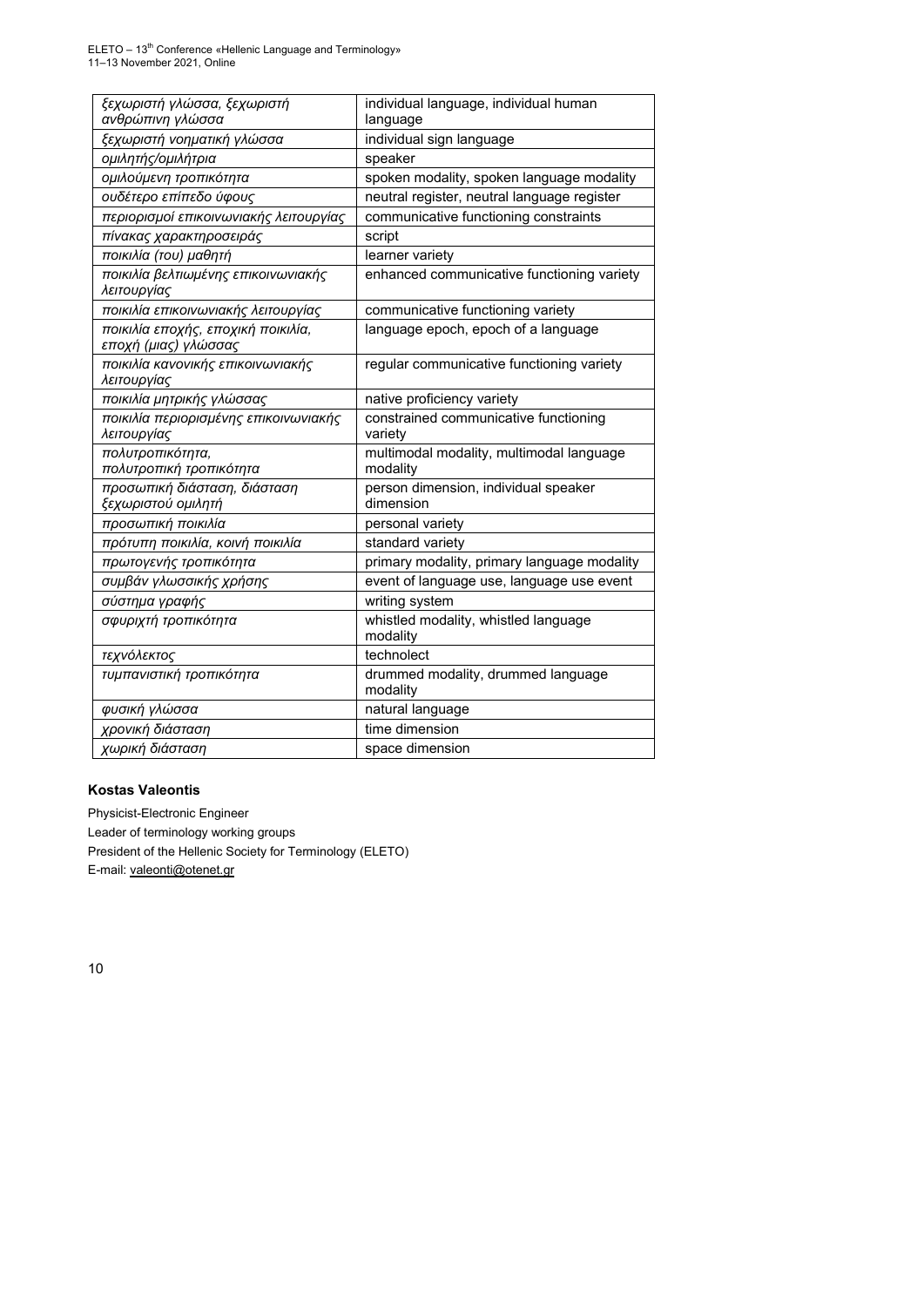| | |
|---|---|
| *ξεχωριστή γλώσσα, ξεχωριστή ανθρώπινη γλώσσα* | individual language, individual human language |
| *ξεχωριστή νοηματική γλώσσα* | individual sign language |
| *ομιλητής/ομιλήτρια* | speaker |
| *ομιλούμενη τροπικότητα* | spoken modality, spoken language modality |
| *ουδέτερο επίπεδο ύφους* | neutral register, neutral language register |
| *περιορισμοί επικοινωνιακής λειτουργίας* | communicative functioning constraints |
| *πίνακας χαρακτηροσειράς* | script |
| *ποικιλία (του) μαθητή* | learner variety |
| *ποικιλία βελτιωμένης επικοινωνιακής λειτουργίας* | enhanced communicative functioning variety |
| *ποικιλία επικοινωνιακής λειτουργίας* | communicative functioning variety |
| *ποικιλία εποχής, εποχική ποικιλία, εποχή (μιας) γλώσσας* | language epoch, epoch of a language |
| *ποικιλία κανονικής επικοινωνιακής λειτουργίας* | regular communicative functioning variety |
| *ποικιλία μητρικής γλώσσας* | native proficiency variety |
| *ποικιλία περιορισμένης επικοινωνιακής λειτουργίας* | constrained communicative functioning variety |
| *πολυτροπικότητα, πολυτροπική τροπικότητα* | multimodal modality, multimodal language modality |
| *προσωπική διάσταση, διάσταση ξεχωριστού ομιλητή* | person dimension, individual speaker dimension |
| *προσωπική ποικιλία* | personal variety |
| *πρότυπη ποικιλία, κοινή ποικιλία* | standard variety |
| *πρωτογενής τροπικότητα* | primary modality, primary language modality |
| *συμβάν γλωσσικής χρήσης* | event of language use, language use event |
| *σύστημα γραφής* | writing system |
| *σφυριχτή τροπικότητα* | whistled modality, whistled language modality |
| *τεχνόλεκτος* | technolect |
| *τυμπανιστική τροπικότητα* | drummed modality, drummed language modality |
| *φυσική γλώσσα* | natural language |
| *χρονική διάσταση* | time dimension |
| *χωρική διάσταση* | space dimension |

**Kostas Valeontis**

Physicist-Electronic Engineer

Leader of terminology working groups

President of the Hellenic Society for Terminology (ELETO)

E-mail: valeonti@otenet.gr